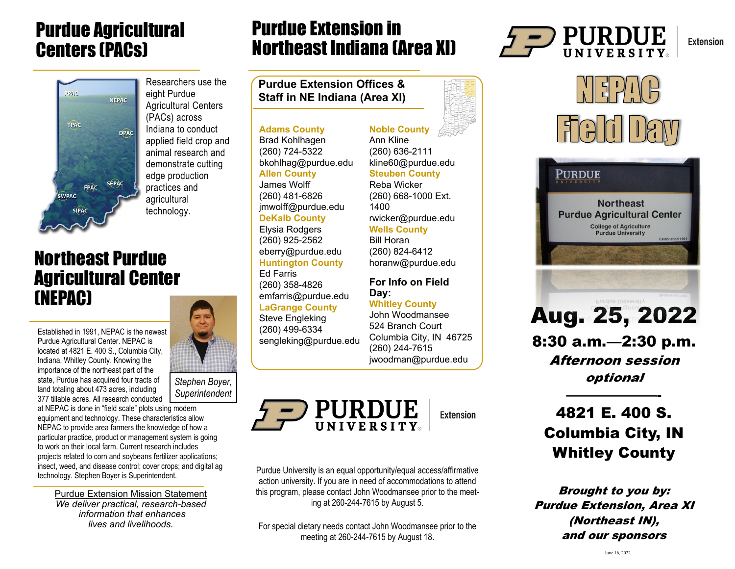# Purdue Agricultural Centers (PACs)

Researchers use the eight Purdue Agricultural Centers (PACs) across Indiana to conduct applied field crop and animal research and demonstrate cutting edge production practices and agricultural technology.

# Northeast Purdue Agricultural Center (NEPAC)

Stephen Boyer, Superintendent

Established in 1991, NEPAC is the newest Purdue Agricultural Center. NEPAC is located at 4821 E. 400 S., Columbia City, Indiana, Whitley County. Knowing the importance of the northeast part of the state, Purdue has acquired four tracts of land totaling about 473 acres, including 377 tillable acres. All research conducted at NEPAC is done in "field scale" plots using modern equipment and technology. These characteristics allow NEPAC to provide area farmers the knowledge of how a particular practice, product or management system is going to work on their local farm. Current research includes projects related to corn and soybeans fertilizer applications; insect, weed, and disease control; cover crops; and digital ag technology. Stephen Boyer is Superintendent.

Purdue Extension Mission Statement

*We deliver practical, research-based information that enhances lives and livelihoods.*

# Purdue Extension in Northeast Indiana (Area XI)

## Purdue Extension Offices & Staff in NE Indiana (Area XI)

**Adams County**
Brad Kohlhagen
(260) 724-5322
bkohlhag@purdue.edu

**Allen County**
James Wolff
(260) 481-6826
jmwolff@purdue.edu

**DeKalb County**
Elysia Rodgers
(260) 925-2562
eberry@purdue.edu

**Huntington County**
Ed Farris
(260) 358-4826
emfarris@purdue.edu

**LaGrange County**
Steve Engleking
(260) 499-6334
sengleking@purdue.edu

**Noble County**
Ann Kline
(260) 636-2111
kline60@purdue.edu

**Steuben County**
Reba Wicker
(260) 668-1000 Ext. 1400
rwicker@purdue.edu

**Wells County**
Bill Horan
(260) 824-6412
horanw@purdue.edu

**For Info on Field Day:**

**Whitley County**
John Woodmansee
524 Branch Court
Columbia City, IN 46725
(260) 244-7615
jwoodman@purdue.edu

Purdue University Extension

Purdue University is an equal opportunity/equal access/affirmative action university. If you are in need of accommodations to attend this program, please contact John Woodmansee prior to the meeting at 260-244-7615 by August 5.

For special dietary needs contact John Woodmansee prior to the meeting at 260-244-7615 by August 18.

Purdue University Extension

# NEPAC Field Day

Purdue University
Northeast Purdue Agricultural Center
College of Agriculture
Purdue University
Established 1991

## Aug. 25, 2022

**8:30 a.m.—2:30 p.m.**

***Afternoon session optional***

**4821 E. 400 S.**
**Columbia City, IN**
**Whitley County**

***Brought to you by:***
***Purdue Extension, Area XI (Northeast IN), and our sponsors***

June 16, 2022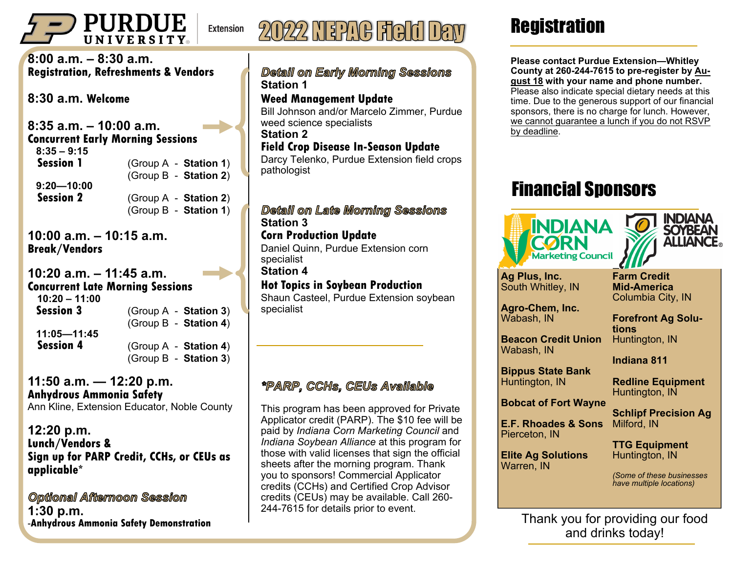PURDUE UNIVERSITY | Extension

# 2022 NEPAC Field Day

**8:00 a.m. – 8:30 a.m.**
**Registration, Refreshments & Vendors**

**8:30 a.m. Welcome**

**8:35 a.m. – 10:00 a.m.**
**Concurrent Early Morning Sessions**

**8:35 – 9:15**

| | |
|---|---|
| **Session 1** | (Group A - **Station 1**) |
| | (Group B - **Station 2**) |

**9:20—10:00**

| | |
|---|---|
| **Session 2** | (Group A - **Station 2**) |
| | (Group B - **Station 1**) |

**10:00 a.m. – 10:15 a.m.**
**Break/Vendors**

**10:20 a.m. – 11:45 a.m.**
**Concurrent Late Morning Sessions**

**10:20 – 11:00**

| | |
|---|---|
| **Session 3** | (Group A - **Station 3**) |
| | (Group B - **Station 4**) |

**11:05—11:45**

| | |
|---|---|
| **Session 4** | (Group A - **Station 4**) |
| | (Group B - **Station 3**) |

**11:50 a.m. — 12:20 p.m.**
**Anhydrous Ammonia Safety**
Ann Kline, Extension Educator, Noble County

**12:20 p.m.**
**Lunch/Vendors &**
**Sign up for PARP Credit, CCHs, or CEUs as applicable***

### *Optional Afternoon Session*

**1:30 p.m.**
-**Anhydrous Ammonia Safety Demonstration**

### *Detail on Early Morning Sessions*

**Station 1**
**Weed Management Update**
Bill Johnson and/or Marcelo Zimmer, Purdue weed science specialists

**Station 2**
**Field Crop Disease In-Season Update**
Darcy Telenko, Purdue Extension field crops pathologist

### *Detail on Late Morning Sessions*

**Station 3**
**Corn Production Update**
Daniel Quinn, Purdue Extension corn specialist

**Station 4**
**Hot Topics in Soybean Production**
Shaun Casteel, Purdue Extension soybean specialist

### **PARP, CCHs, CEUs Available*

This program has been approved for Private Applicator credit (PARP). The $10 fee will be paid by *Indiana Corn Marketing Council* and *Indiana Soybean Alliance* at this program for those with valid licenses that sign the official sheets after the morning program. Thank you to sponsors! Commercial Applicator credits (CCHs) and Certified Crop Advisor credits (CEUs) may be available. Call 260-244-7615 for details prior to event.

## Registration

**Please contact Purdue Extension—Whitley County at 260-244-7615 to pre-register by August 18 with your name and phone number.** Please also indicate special dietary needs at this time. Due to the generous support of our financial sponsors, there is no charge for lunch. However, we cannot guarantee a lunch if you do not RSVP by deadline.

## Financial Sponsors

Indiana Corn Marketing Council
Indiana Soybean Alliance

**Ag Plus, Inc.**
South Whitley, IN

**Agro-Chem, Inc.**
Wabash, IN

**Beacon Credit Union**
Wabash, IN

**Bippus State Bank**
Huntington, IN

**Bobcat of Fort Wayne**

**E.F. Rhoades & Sons**
Pierceton, IN

**Elite Ag Solutions**
Warren, IN

**Farm Credit Mid-America**
Columbia City, IN

**Forefront Ag Solutions**
Huntington, IN

**Indiana 811**

**Redline Equipment**
Huntington, IN

**Schlipf Precision Ag**
Milford, IN

**TTG Equipment**
Huntington, IN

*(Some of these businesses have multiple locations)*

Thank you for providing our food and drinks today!